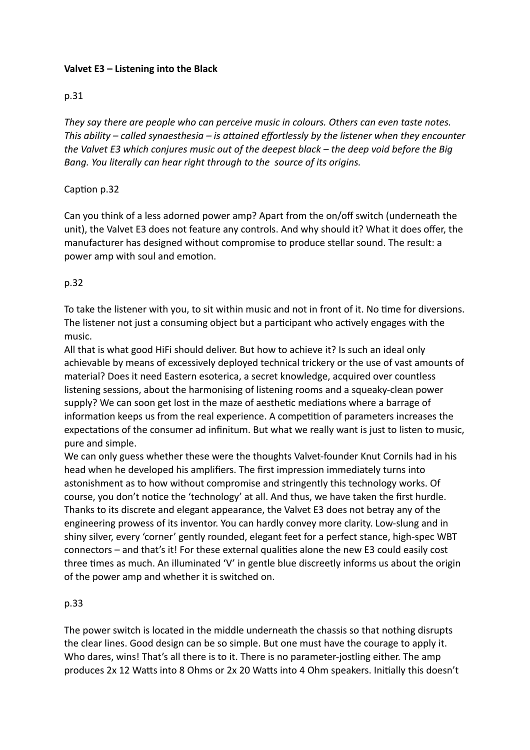**Valvet E3 – Listening into the Black**

p.31

*They say there are people who can perceive music in colours. Others can even taste notes. This ability – called synaesthesia – is attained effortlessly by the listener when they encounter the Valvet E3 which conjures music out of the deepest black – the deep void before the Big Bang. You literally can hear right through to the source of its origins.*

Caption p.32

Can you think of a less adorned power amp? Apart from the on/off switch (underneath the unit), the Valvet E3 does not feature any controls. And why should it? What it does offer, the manufacturer has designed without compromise to produce stellar sound. The result: a power amp with soul and emotion.

p.32

To take the listener with you, to sit within music and not in front of it. No time for diversions. The listener not just a consuming object but a participant who actively engages with the music.
All that is what good HiFi should deliver. But how to achieve it? Is such an ideal only achievable by means of excessively deployed technical trickery or the use of vast amounts of material? Does it need Eastern esoterica, a secret knowledge, acquired over countless listening sessions, about the harmonising of listening rooms and a squeaky-clean power supply? We can soon get lost in the maze of aesthetic mediations where a barrage of information keeps us from the real experience. A competition of parameters increases the expectations of the consumer ad infinitum. But what we really want is just to listen to music, pure and simple.
We can only guess whether these were the thoughts Valvet-founder Knut Cornils had in his head when he developed his amplifiers. The first impression immediately turns into astonishment as to how without compromise and stringently this technology works. Of course, you don't notice the 'technology' at all. And thus, we have taken the first hurdle. Thanks to its discrete and elegant appearance, the Valvet E3 does not betray any of the engineering prowess of its inventor. You can hardly convey more clarity. Low-slung and in shiny silver, every 'corner' gently rounded, elegant feet for a perfect stance, high-spec WBT connectors – and that's it! For these external qualities alone the new E3 could easily cost three times as much. An illuminated 'V' in gentle blue discreetly informs us about the origin of the power amp and whether it is switched on.

p.33

The power switch is located in the middle underneath the chassis so that nothing disrupts the clear lines. Good design can be so simple. But one must have the courage to apply it. Who dares, wins! That's all there is to it. There is no parameter-jostling either. The amp produces 2x 12 Watts into 8 Ohms or 2x 20 Watts into 4 Ohm speakers. Initially this doesn't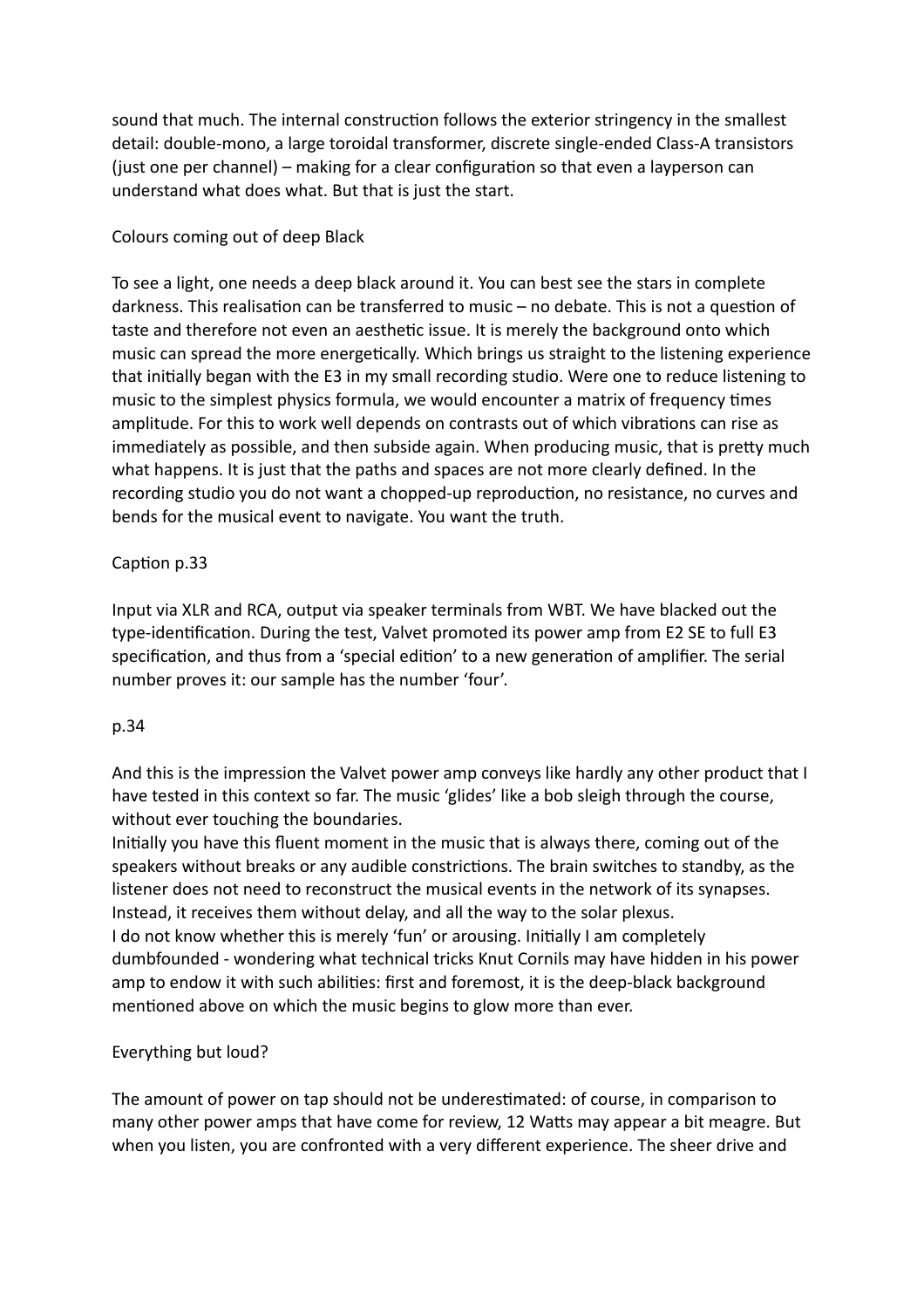sound that much. The internal construction follows the exterior stringency in the smallest detail: double-mono, a large toroidal transformer, discrete single-ended Class-A transistors (just one per channel) – making for a clear configuration so that even a layperson can understand what does what. But that is just the start.

## Colours coming out of deep Black

To see a light, one needs a deep black around it. You can best see the stars in complete darkness. This realisation can be transferred to music – no debate. This is not a question of taste and therefore not even an aesthetic issue. It is merely the background onto which music can spread the more energetically. Which brings us straight to the listening experience that initially began with the E3 in my small recording studio. Were one to reduce listening to music to the simplest physics formula, we would encounter a matrix of frequency times amplitude. For this to work well depends on contrasts out of which vibrations can rise as immediately as possible, and then subside again. When producing music, that is pretty much what happens. It is just that the paths and spaces are not more clearly defined. In the recording studio you do not want a chopped-up reproduction, no resistance, no curves and bends for the musical event to navigate. You want the truth.

Caption p.33

Input via XLR and RCA, output via speaker terminals from WBT. We have blacked out the type-identification. During the test, Valvet promoted its power amp from E2 SE to full E3 specification, and thus from a 'special edition' to a new generation of amplifier. The serial number proves it: our sample has the number 'four'.

p.34

And this is the impression the Valvet power amp conveys like hardly any other product that I have tested in this context so far. The music 'glides' like a bob sleigh through the course, without ever touching the boundaries.

Initially you have this fluent moment in the music that is always there, coming out of the speakers without breaks or any audible constrictions. The brain switches to standby, as the listener does not need to reconstruct the musical events in the network of its synapses. Instead, it receives them without delay, and all the way to the solar plexus.

I do not know whether this is merely 'fun' or arousing. Initially I am completely dumbfounded - wondering what technical tricks Knut Cornils may have hidden in his power amp to endow it with such abilities: first and foremost, it is the deep-black background mentioned above on which the music begins to glow more than ever.

## Everything but loud?

The amount of power on tap should not be underestimated: of course, in comparison to many other power amps that have come for review, 12 Watts may appear a bit meagre. But when you listen, you are confronted with a very different experience. The sheer drive and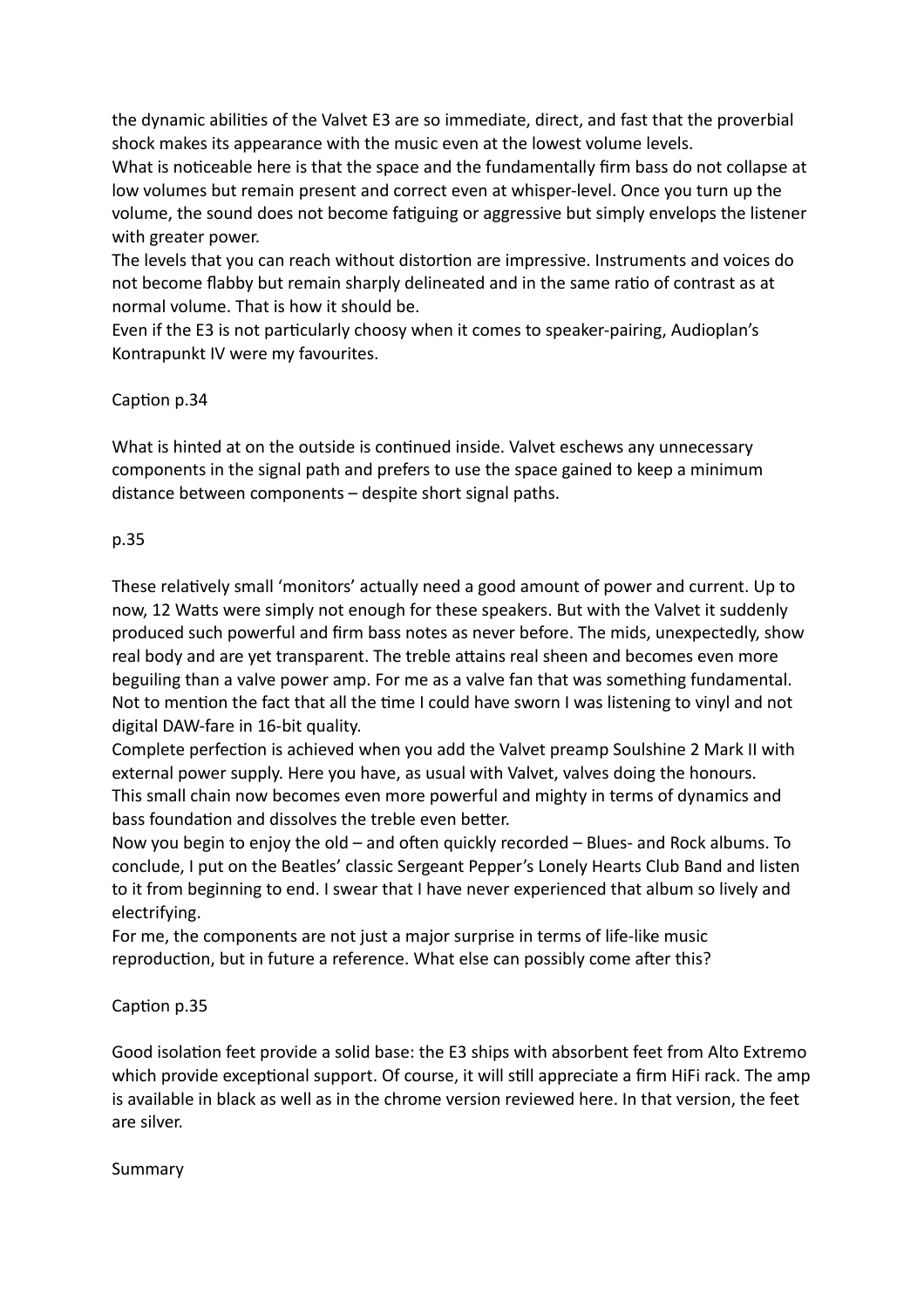the dynamic abilities of the Valvet E3 are so immediate, direct, and fast that the proverbial shock makes its appearance with the music even at the lowest volume levels.
What is noticeable here is that the space and the fundamentally firm bass do not collapse at low volumes but remain present and correct even at whisper-level. Once you turn up the volume, the sound does not become fatiguing or aggressive but simply envelops the listener with greater power.
The levels that you can reach without distortion are impressive. Instruments and voices do not become flabby but remain sharply delineated and in the same ratio of contrast as at normal volume. That is how it should be.
Even if the E3 is not particularly choosy when it comes to speaker-pairing, Audioplan's Kontrapunkt IV were my favourites.

Caption p.34

What is hinted at on the outside is continued inside. Valvet eschews any unnecessary components in the signal path and prefers to use the space gained to keep a minimum distance between components – despite short signal paths.

p.35

These relatively small 'monitors' actually need a good amount of power and current. Up to now, 12 Watts were simply not enough for these speakers. But with the Valvet it suddenly produced such powerful and firm bass notes as never before. The mids, unexpectedly, show real body and are yet transparent. The treble attains real sheen and becomes even more beguiling than a valve power amp. For me as a valve fan that was something fundamental. Not to mention the fact that all the time I could have sworn I was listening to vinyl and not digital DAW-fare in 16-bit quality.
Complete perfection is achieved when you add the Valvet preamp Soulshine 2 Mark II with external power supply. Here you have, as usual with Valvet, valves doing the honours.
This small chain now becomes even more powerful and mighty in terms of dynamics and bass foundation and dissolves the treble even better.
Now you begin to enjoy the old – and often quickly recorded – Blues- and Rock albums. To conclude, I put on the Beatles' classic Sergeant Pepper's Lonely Hearts Club Band and listen to it from beginning to end. I swear that I have never experienced that album so lively and electrifying.
For me, the components are not just a major surprise in terms of life-like music reproduction, but in future a reference. What else can possibly come after this?

Caption p.35

Good isolation feet provide a solid base: the E3 ships with absorbent feet from Alto Extremo which provide exceptional support. Of course, it will still appreciate a firm HiFi rack. The amp is available in black as well as in the chrome version reviewed here. In that version, the feet are silver.

Summary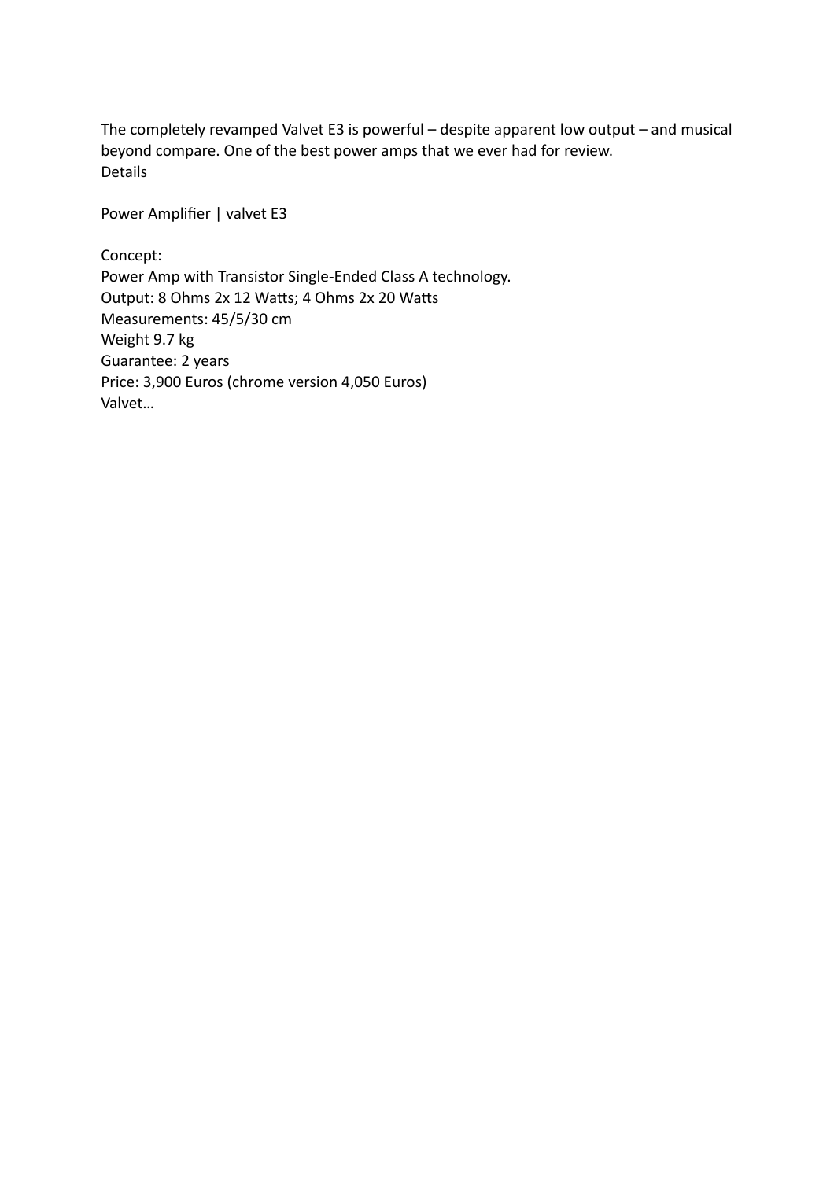The completely revamped Valvet E3 is powerful – despite apparent low output – and musical beyond compare. One of the best power amps that we ever had for review.
Details

Power Amplifier | valvet E3

Concept:
Power Amp with Transistor Single-Ended Class A technology.
Output: 8 Ohms 2x 12 Watts; 4 Ohms 2x 20 Watts
Measurements: 45/5/30 cm
Weight 9.7 kg
Guarantee: 2 years
Price: 3,900 Euros (chrome version 4,050 Euros)
Valvet…